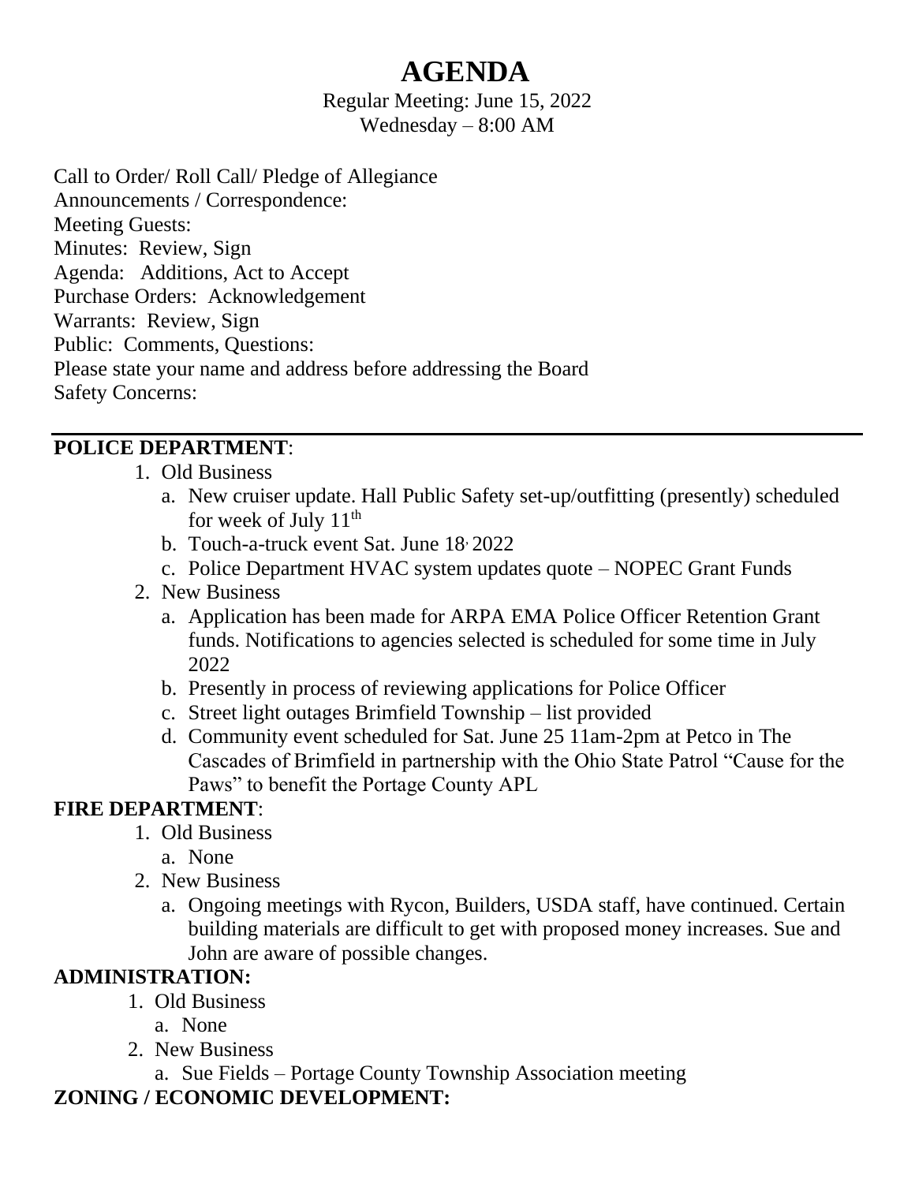# AGENDA

Regular Meeting: June 15, 2022
Wednesday – 8:00 AM

Call to Order/ Roll Call/ Pledge of Allegiance
Announcements / Correspondence:
Meeting Guests:
Minutes: Review, Sign
Agenda: Additions, Act to Accept
Purchase Orders: Acknowledgement
Warrants: Review, Sign
Public: Comments, Questions:
Please state your name and address before addressing the Board
Safety Concerns:

---

**POLICE DEPARTMENT**:

1. Old Business
   a. New cruiser update. Hall Public Safety set-up/outfitting (presently) scheduled for week of July 11th
   b. Touch-a-truck event Sat. June 18, 2022
   c. Police Department HVAC system updates quote – NOPEC Grant Funds
2. New Business
   a. Application has been made for ARPA EMA Police Officer Retention Grant funds. Notifications to agencies selected is scheduled for some time in July 2022
   b. Presently in process of reviewing applications for Police Officer
   c. Street light outages Brimfield Township – list provided
   d. Community event scheduled for Sat. June 25 11am-2pm at Petco in The Cascades of Brimfield in partnership with the Ohio State Patrol "Cause for the Paws" to benefit the Portage County APL

**FIRE DEPARTMENT**:

1. Old Business
   a. None
2. New Business
   a. Ongoing meetings with Rycon, Builders, USDA staff, have continued. Certain building materials are difficult to get with proposed money increases. Sue and John are aware of possible changes.

**ADMINISTRATION:**

1. Old Business
   a. None
2. New Business
   a. Sue Fields – Portage County Township Association meeting

**ZONING / ECONOMIC DEVELOPMENT:**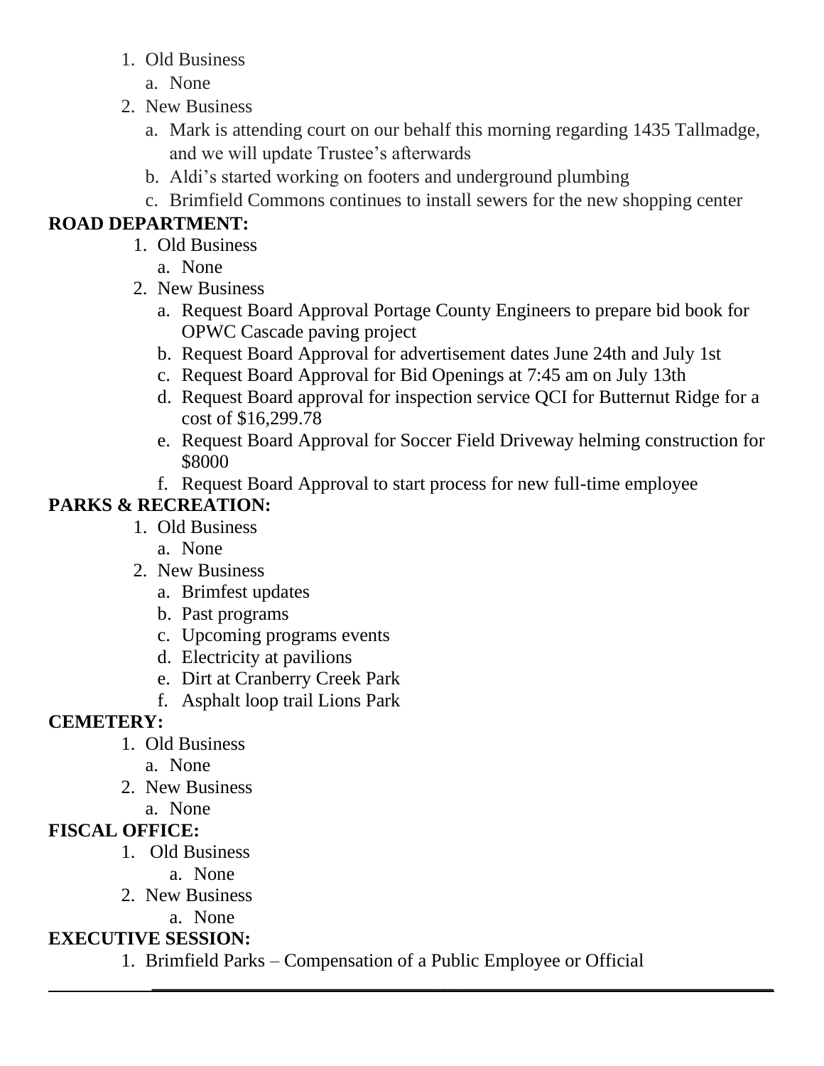1. Old Business
   a. None
2. New Business
   a. Mark is attending court on our behalf this morning regarding 1435 Tallmadge, and we will update Trustee's afterwards
   b. Aldi's started working on footers and underground plumbing
   c. Brimfield Commons continues to install sewers for the new shopping center

**ROAD DEPARTMENT:**

1. Old Business
   a. None
2. New Business
   a. Request Board Approval Portage County Engineers to prepare bid book for OPWC Cascade paving project
   b. Request Board Approval for advertisement dates June 24th and July 1st
   c. Request Board Approval for Bid Openings at 7:45 am on July 13th
   d. Request Board approval for inspection service QCI for Butternut Ridge for a cost of $16,299.78
   e. Request Board Approval for Soccer Field Driveway helming construction for $8000
   f. Request Board Approval to start process for new full-time employee

**PARKS & RECREATION:**

1. Old Business
   a. None
2. New Business
   a. Brimfest updates
   b. Past programs
   c. Upcoming programs events
   d. Electricity at pavilions
   e. Dirt at Cranberry Creek Park
   f. Asphalt loop trail Lions Park

**CEMETERY:**

1. Old Business
   a. None
2. New Business
   a. None

**FISCAL OFFICE:**

1. Old Business
   a. None
2. New Business
   a. None

**EXECUTIVE SESSION:**

1. Brimfield Parks – Compensation of a Public Employee or Official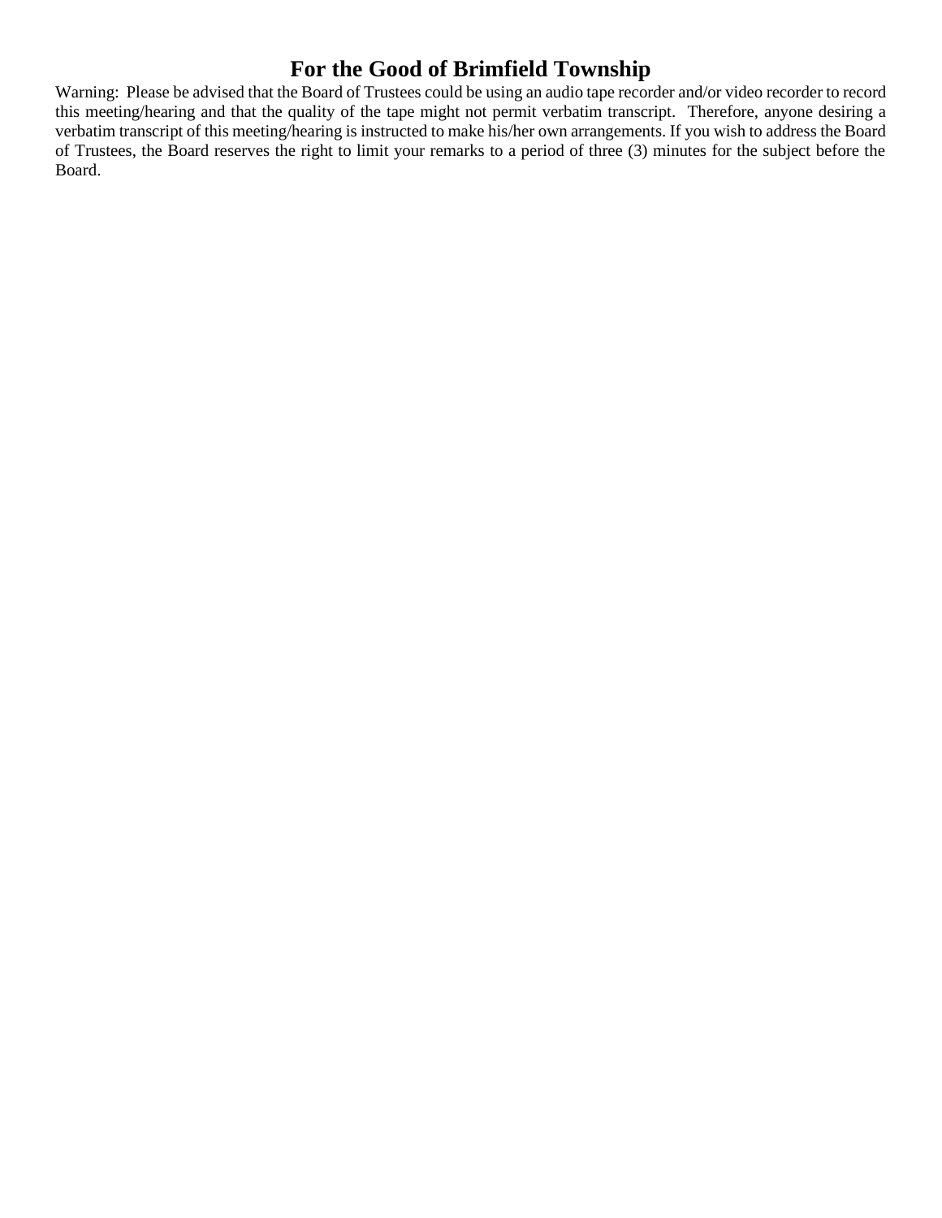## For the Good of Brimfield Township

Warning: Please be advised that the Board of Trustees could be using an audio tape recorder and/or video recorder to record this meeting/hearing and that the quality of the tape might not permit verbatim transcript. Therefore, anyone desiring a verbatim transcript of this meeting/hearing is instructed to make his/her own arrangements. If you wish to address the Board of Trustees, the Board reserves the right to limit your remarks to a period of three (3) minutes for the subject before the Board.